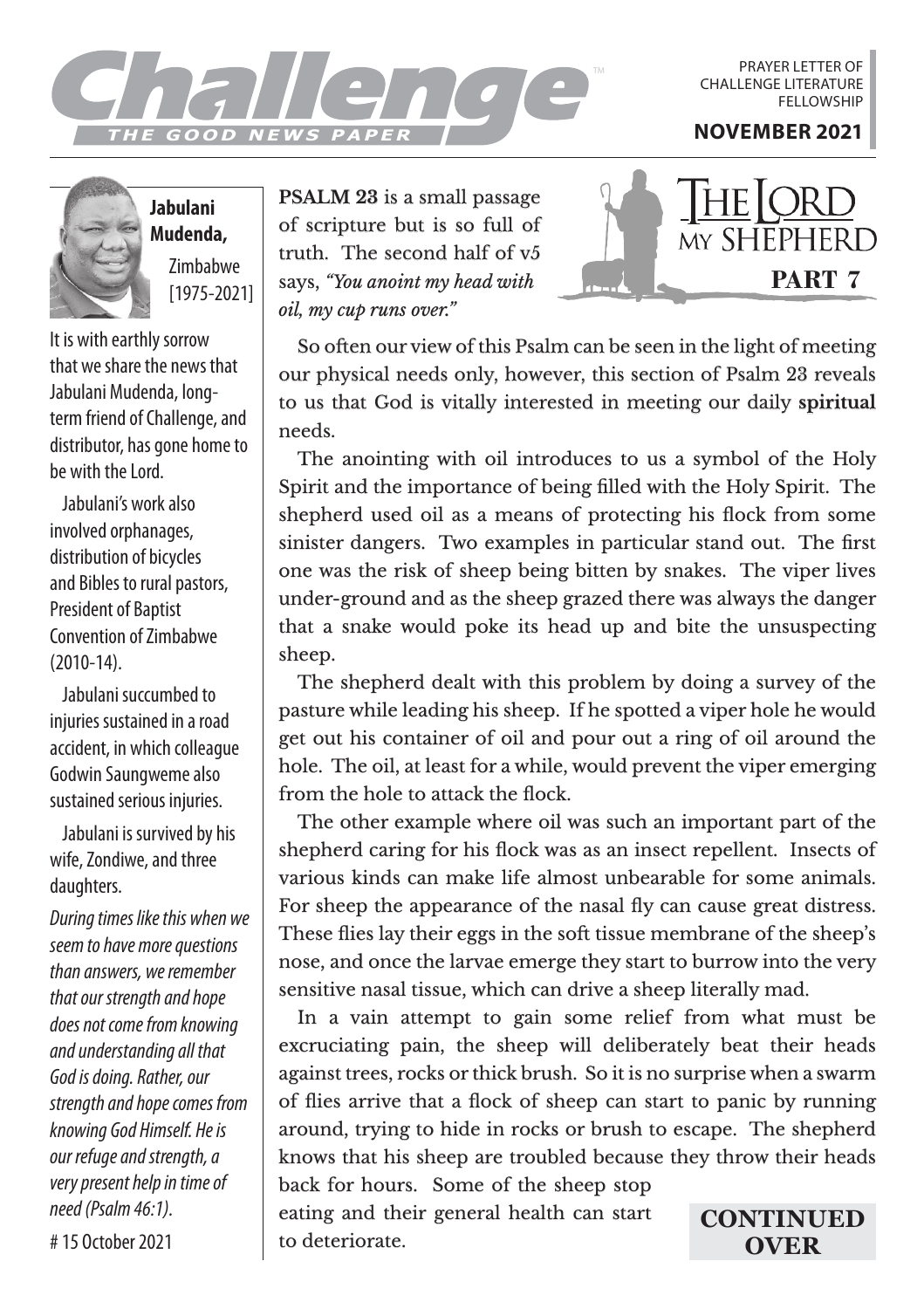# Challenge

THE GOOD NEWS PAPER

PRAYER LETTER OF CHALLENGE LITERATURE FELLOWSHIP

**NOVEMBER 2021**

**Jabulani Mudenda,** Zimbabwe [1975-2021]

It is with earthly sorrow that we share the news that Jabulani Mudenda, long-term friend of Challenge, and distributor, has gone home to be with the Lord.

Jabulani's work also involved orphanages, distribution of bicycles and Bibles to rural pastors, President of Baptist Convention of Zimbabwe (2010-14).

Jabulani succumbed to injuries sustained in a road accident, in which colleague Godwin Saungweme also sustained serious injuries.

Jabulani is survived by his wife, Zondiwe, and three daughters.

*During times like this when we seem to have more questions than answers, we remember that our strength and hope does not come from knowing and understanding all that God is doing. Rather, our strength and hope comes from knowing God Himself. He is our refuge and strength, a very present help in time of need (Psalm 46:1).*

# 15 October 2021

## The Lord my Shepherd – PART 7

**PSALM 23** is a small passage of scripture but is so full of truth. The second half of v5 says, *"You anoint my head with oil, my cup runs over."*

So often our view of this Psalm can be seen in the light of meeting our physical needs only, however, this section of Psalm 23 reveals to us that God is vitally interested in meeting our daily **spiritual** needs.

The anointing with oil introduces to us a symbol of the Holy Spirit and the importance of being filled with the Holy Spirit. The shepherd used oil as a means of protecting his flock from some sinister dangers. Two examples in particular stand out. The first one was the risk of sheep being bitten by snakes. The viper lives under-ground and as the sheep grazed there was always the danger that a snake would poke its head up and bite the unsuspecting sheep.

The shepherd dealt with this problem by doing a survey of the pasture while leading his sheep. If he spotted a viper hole he would get out his container of oil and pour out a ring of oil around the hole. The oil, at least for a while, would prevent the viper emerging from the hole to attack the flock.

The other example where oil was such an important part of the shepherd caring for his flock was as an insect repellent. Insects of various kinds can make life almost unbearable for some animals. For sheep the appearance of the nasal fly can cause great distress. These flies lay their eggs in the soft tissue membrane of the sheep's nose, and once the larvae emerge they start to burrow into the very sensitive nasal tissue, which can drive a sheep literally mad.

In a vain attempt to gain some relief from what must be excruciating pain, the sheep will deliberately beat their heads against trees, rocks or thick brush. So it is no surprise when a swarm of flies arrive that a flock of sheep can start to panic by running around, trying to hide in rocks or brush to escape. The shepherd knows that his sheep are troubled because they throw their heads back for hours. Some of the sheep stop eating and their general health can start to deteriorate.

**CONTINUED OVER**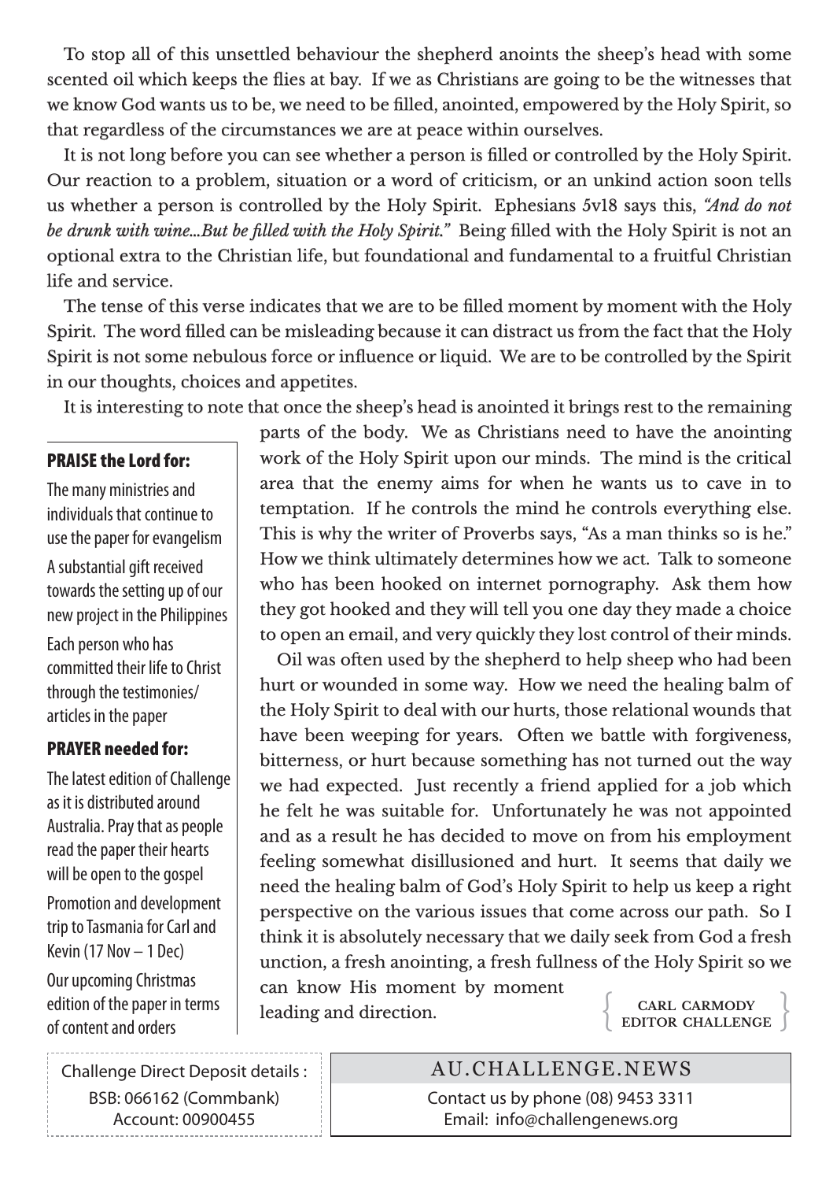To stop all of this unsettled behaviour the shepherd anoints the sheep's head with some scented oil which keeps the flies at bay. If we as Christians are going to be the witnesses that we know God wants us to be, we need to be filled, anointed, empowered by the Holy Spirit, so that regardless of the circumstances we are at peace within ourselves.

It is not long before you can see whether a person is filled or controlled by the Holy Spirit. Our reaction to a problem, situation or a word of criticism, or an unkind action soon tells us whether a person is controlled by the Holy Spirit. Ephesians 5v18 says this, *"And do not be drunk with wine...But be filled with the Holy Spirit."* Being filled with the Holy Spirit is not an optional extra to the Christian life, but foundational and fundamental to a fruitful Christian life and service.

The tense of this verse indicates that we are to be filled moment by moment with the Holy Spirit. The word filled can be misleading because it can distract us from the fact that the Holy Spirit is not some nebulous force or influence or liquid. We are to be controlled by the Spirit in our thoughts, choices and appetites.

It is interesting to note that once the sheep's head is anointed it brings rest to the remaining parts of the body. We as Christians need to have the anointing work of the Holy Spirit upon our minds. The mind is the critical area that the enemy aims for when he wants us to cave in to temptation. If he controls the mind he controls everything else. This is why the writer of Proverbs says, "As a man thinks so is he." How we think ultimately determines how we act. Talk to someone who has been hooked on internet pornography. Ask them how they got hooked and they will tell you one day they made a choice to open an email, and very quickly they lost control of their minds.

Oil was often used by the shepherd to help sheep who had been hurt or wounded in some way. How we need the healing balm of the Holy Spirit to deal with our hurts, those relational wounds that have been weeping for years. Often we battle with forgiveness, bitterness, or hurt because something has not turned out the way we had expected. Just recently a friend applied for a job which he felt he was suitable for. Unfortunately he was not appointed and as a result he has decided to move on from his employment feeling somewhat disillusioned and hurt. It seems that daily we need the healing balm of God's Holy Spirit to help us keep a right perspective on the various issues that come across our path. So I think it is absolutely necessary that we daily seek from God a fresh unction, a fresh anointing, a fresh fullness of the Holy Spirit so we can know His moment by moment leading and direction.

CARL CARMODY
EDITOR CHALLENGE

**PRAISE the Lord for:**

The many ministries and individuals that continue to use the paper for evangelism

A substantial gift received towards the setting up of our new project in the Philippines

Each person who has committed their life to Christ through the testimonies/ articles in the paper

**PRAYER needed for:**

The latest edition of Challenge as it is distributed around Australia. Pray that as people read the paper their hearts will be open to the gospel

Promotion and development trip to Tasmania for Carl and Kevin (17 Nov – 1 Dec)

Our upcoming Christmas edition of the paper in terms of content and orders

Challenge Direct Deposit details :
BSB: 066162 (Commbank)
Account: 00900455

AU.CHALLENGE.NEWS

Contact us by phone (08) 9453 3311
Email: info@challengenews.org